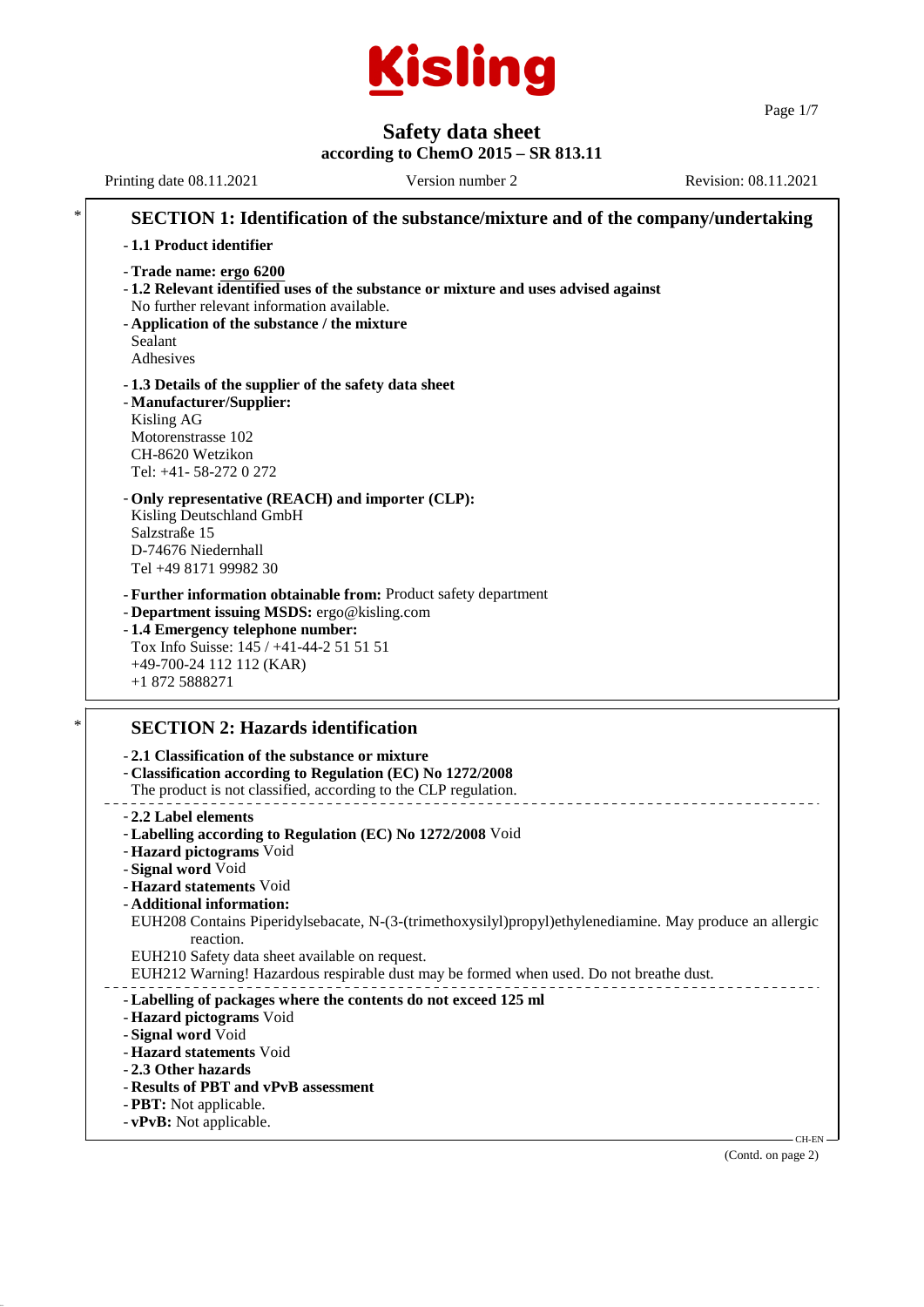Kisling

# Safety data sheet

**according to ChemO 2015 – SR 813.11**

Printing date 08.11.2021 Version number 2 Revision: 08.11.2021

## SECTION 1: Identification of the substance/mixture and of the company/undertaking

- **1.1 Product identifier**
- **Trade name: ergo 6200**
- **1.2 Relevant identified uses of the substance or mixture and uses advised against**
  No further relevant information available.
- **Application of the substance / the mixture**
  Sealant
  Adhesives
- **1.3 Details of the supplier of the safety data sheet**
- **Manufacturer/Supplier:**
  Kisling AG
  Motorenstrasse 102
  CH-8620 Wetzikon
  Tel: +41- 58-272 0 272
- **Only representative (REACH) and importer (CLP):**
  Kisling Deutschland GmbH
  Salzstraße 15
  D-74676 Niedernhall
  Tel +49 8171 99982 30
- **Further information obtainable from:** Product safety department
- **Department issuing MSDS:** ergo@kisling.com
- **1.4 Emergency telephone number:**
  Tox Info Suisse: 145 / +41-44-2 51 51 51
  +49-700-24 112 112 (KAR)
  +1 872 5888271

## SECTION 2: Hazards identification

- **2.1 Classification of the substance or mixture**
- **Classification according to Regulation (EC) No 1272/2008**
  The product is not classified, according to the CLP regulation.

---

- **2.2 Label elements**
- **Labelling according to Regulation (EC) No 1272/2008** Void
- **Hazard pictograms** Void
- **Signal word** Void
- **Hazard statements** Void
- **Additional information:**
  EUH208 Contains Piperidylsebacate, N-(3-(trimethoxysilyl)propyl)ethylenediamine. May produce an allergic reaction.
  EUH210 Safety data sheet available on request.
  EUH212 Warning! Hazardous respirable dust may be formed when used. Do not breathe dust.

---

- **Labelling of packages where the contents do not exceed 125 ml**
- **Hazard pictograms** Void
- **Signal word** Void
- **Hazard statements** Void
- **2.3 Other hazards**
- **Results of PBT and vPvB assessment**
- **PBT:** Not applicable.
- **vPvB:** Not applicable.

(Contd. on page 2)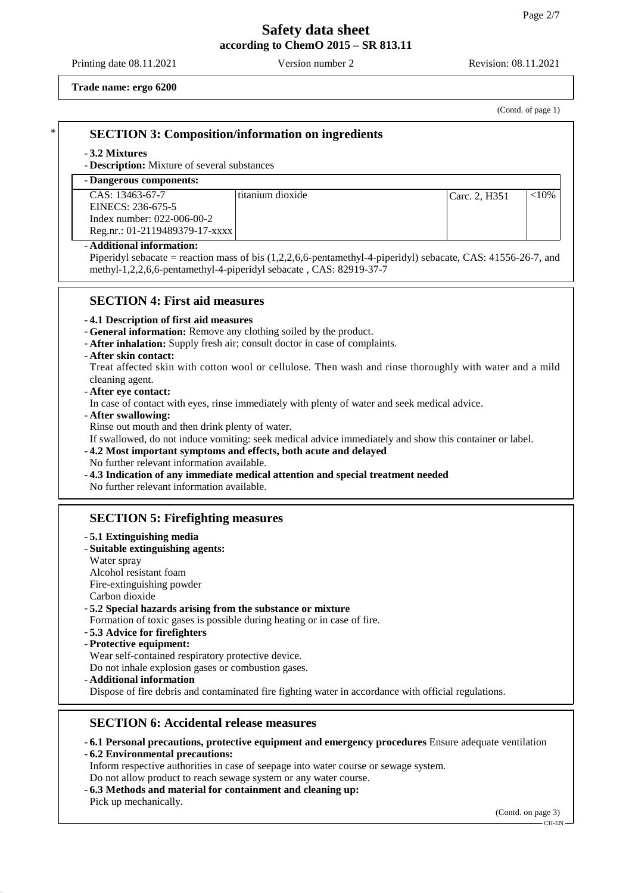**Trade name: ergo 6200**

(Contd. of page 1)

## SECTION 3: Composition/information on ingredients

- **3.2 Mixtures**
- **Description:** Mixture of several substances

| - Dangerous components: | | | |
|---|---|---|---|
| CAS: 13463-67-7<br>EINECS: 236-675-5<br>Index number: 022-006-00-2<br>Reg.nr.: 01-2119489379-17-xxxx | titanium dioxide | Carc. 2, H351 | <10% |

- **Additional information:**
  Piperidyl sebacate = reaction mass of bis (1,2,2,6,6-pentamethyl-4-piperidyl) sebacate, CAS: 41556-26-7, and methyl-1,2,2,6,6-pentamethyl-4-piperidyl sebacate , CAS: 82919-37-7

## SECTION 4: First aid measures

- **4.1 Description of first aid measures**
- **General information:** Remove any clothing soiled by the product.
- **After inhalation:** Supply fresh air; consult doctor in case of complaints.
- **After skin contact:**
  Treat affected skin with cotton wool or cellulose. Then wash and rinse thoroughly with water and a mild cleaning agent.
- **After eye contact:**
  In case of contact with eyes, rinse immediately with plenty of water and seek medical advice.
- **After swallowing:**
  Rinse out mouth and then drink plenty of water.
  If swallowed, do not induce vomiting: seek medical advice immediately and show this container or label.
- **4.2 Most important symptoms and effects, both acute and delayed**
  No further relevant information available.
- **4.3 Indication of any immediate medical attention and special treatment needed**
  No further relevant information available.

## SECTION 5: Firefighting measures

- **5.1 Extinguishing media**
- **Suitable extinguishing agents:**
  Water spray
  Alcohol resistant foam
  Fire-extinguishing powder
  Carbon dioxide
- **5.2 Special hazards arising from the substance or mixture**
  Formation of toxic gases is possible during heating or in case of fire.
- **5.3 Advice for firefighters**
- **Protective equipment:**
  Wear self-contained respiratory protective device.
  Do not inhale explosion gases or combustion gases.
- **Additional information**
  Dispose of fire debris and contaminated fire fighting water in accordance with official regulations.

## SECTION 6: Accidental release measures

- **6.1 Personal precautions, protective equipment and emergency procedures** Ensure adequate ventilation
- **6.2 Environmental precautions:**
  Inform respective authorities in case of seepage into water course or sewage system.
  Do not allow product to reach sewage system or any water course.
- **6.3 Methods and material for containment and cleaning up:**
  Pick up mechanically.

(Contd. on page 3)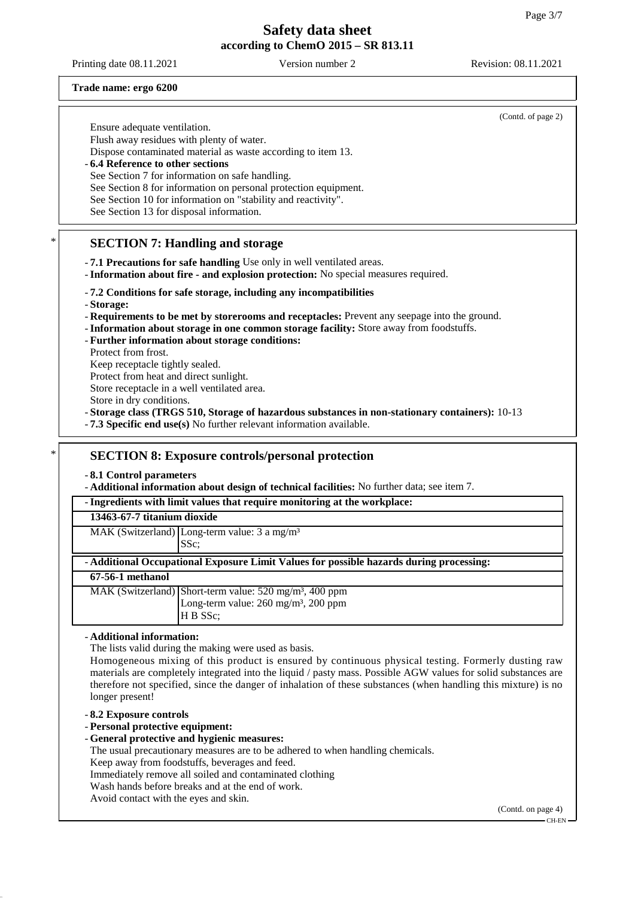**Trade name: ergo 6200**

(Contd. of page 2)

Ensure adequate ventilation.
Flush away residues with plenty of water.
Dispose contaminated material as waste according to item 13.

- **6.4 Reference to other sections**
  See Section 7 for information on safe handling.
  See Section 8 for information on personal protection equipment.
  See Section 10 for information on "stability and reactivity".
  See Section 13 for disposal information.

## * SECTION 7: Handling and storage

- **7.1 Precautions for safe handling** Use only in well ventilated areas.
- **Information about fire - and explosion protection:** No special measures required.
- **7.2 Conditions for safe storage, including any incompatibilities**
- **Storage:**
- **Requirements to be met by storerooms and receptacles:** Prevent any seepage into the ground.
- **Information about storage in one common storage facility:** Store away from foodstuffs.
- **Further information about storage conditions:**
  Protect from frost.
  Keep receptacle tightly sealed.
  Protect from heat and direct sunlight.
  Store receptacle in a well ventilated area.
  Store in dry conditions.
- **Storage class (TRGS 510, Storage of hazardous substances in non-stationary containers):** 10-13
- **7.3 Specific end use(s)** No further relevant information available.

## * SECTION 8: Exposure controls/personal protection

- **8.1 Control parameters**
- **Additional information about design of technical facilities:** No further data; see item 7.

| - Ingredients with limit values that require monitoring at the workplace: | |
|---|---|
| **13463-67-7 titanium dioxide** | |
| MAK (Switzerland) | Long-term value: 3 a mg/m³<br>SSc; |

| - Additional Occupational Exposure Limit Values for possible hazards during processing: | |
|---|---|
| **67-56-1 methanol** | |
| MAK (Switzerland) | Short-term value: 520 mg/m³, 400 ppm<br>Long-term value: 260 mg/m³, 200 ppm<br>H B SSc; |

- **Additional information:**
  The lists valid during the making were used as basis.
  Homogeneous mixing of this product is ensured by continuous physical testing. Formerly dusting raw materials are completely integrated into the liquid / pasty mass. Possible AGW values for solid substances are therefore not specified, since the danger of inhalation of these substances (when handling this mixture) is no longer present!

- **8.2 Exposure controls**
- **Personal protective equipment:**
- **General protective and hygienic measures:**
  The usual precautionary measures are to be adhered to when handling chemicals.
  Keep away from foodstuffs, beverages and feed.
  Immediately remove all soiled and contaminated clothing
  Wash hands before breaks and at the end of work.
  Avoid contact with the eyes and skin.

(Contd. on page 4)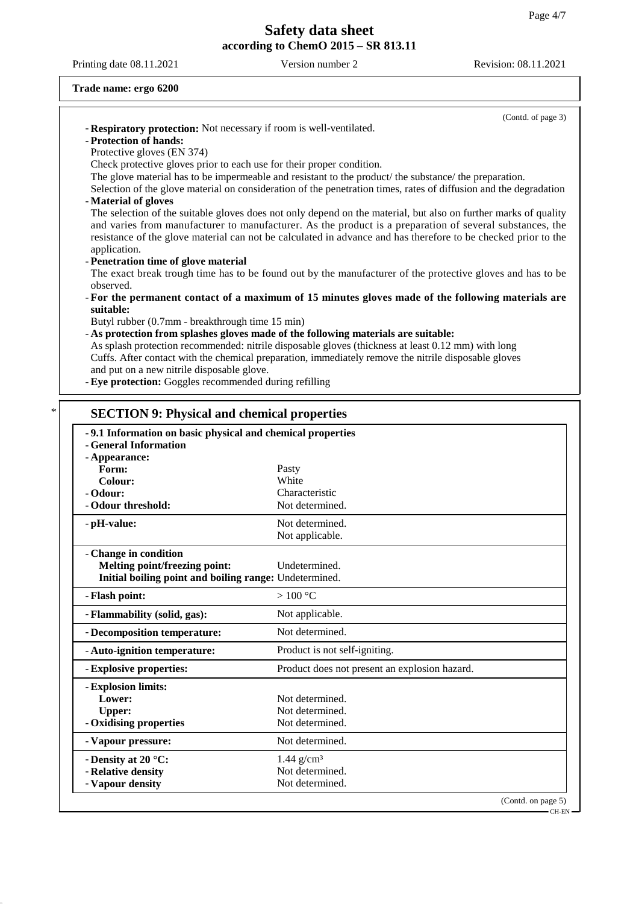**Trade name: ergo 6200**

(Contd. of page 3)

- **Respiratory protection:** Not necessary if room is well-ventilated.
- **Protection of hands:**
  Protective gloves (EN 374)
  Check protective gloves prior to each use for their proper condition.
  The glove material has to be impermeable and resistant to the product/ the substance/ the preparation.
  Selection of the glove material on consideration of the penetration times, rates of diffusion and the degradation
- **Material of gloves**
  The selection of the suitable gloves does not only depend on the material, but also on further marks of quality and varies from manufacturer to manufacturer. As the product is a preparation of several substances, the resistance of the glove material can not be calculated in advance and has therefore to be checked prior to the application.
- **Penetration time of glove material**
  The exact break trough time has to be found out by the manufacturer of the protective gloves and has to be observed.
- **For the permanent contact of a maximum of 15 minutes gloves made of the following materials are suitable:**
  Butyl rubber (0.7mm - breakthrough time 15 min)
- **As protection from splashes gloves made of the following materials are suitable:**
  As splash protection recommended: nitrile disposable gloves (thickness at least 0.12 mm) with long Cuffs. After contact with the chemical preparation, immediately remove the nitrile disposable gloves and put on a new nitrile disposable glove.
- **Eye protection:** Goggles recommended during refilling

## * SECTION 9: Physical and chemical properties

| Property | Value |
|---|---|
| **- 9.1 Information on basic physical and chemical properties** | |
| **- General Information** | |
| **- Appearance:** | |
| **Form:** | Pasty |
| **Colour:** | White |
| **- Odour:** | Characteristic |
| **- Odour threshold:** | Not determined. |
| **- pH-value:** | Not determined. Not applicable. |
| **- Change in condition** | |
| **Melting point/freezing point:** | Undetermined. |
| **Initial boiling point and boiling range:** | Undetermined. |
| **- Flash point:** | > 100 °C |
| **- Flammability (solid, gas):** | Not applicable. |
| **- Decomposition temperature:** | Not determined. |
| **- Auto-ignition temperature:** | Product is not self-igniting. |
| **- Explosive properties:** | Product does not present an explosion hazard. |
| **- Explosion limits:** | |
| **Lower:** | Not determined. |
| **Upper:** | Not determined. |
| **- Oxidising properties** | Not determined. |
| **- Vapour pressure:** | Not determined. |
| **- Density at 20 °C:** | 1.44 g/cm³ |
| **- Relative density** | Not determined. |
| **- Vapour density** | Not determined. |

(Contd. on page 5)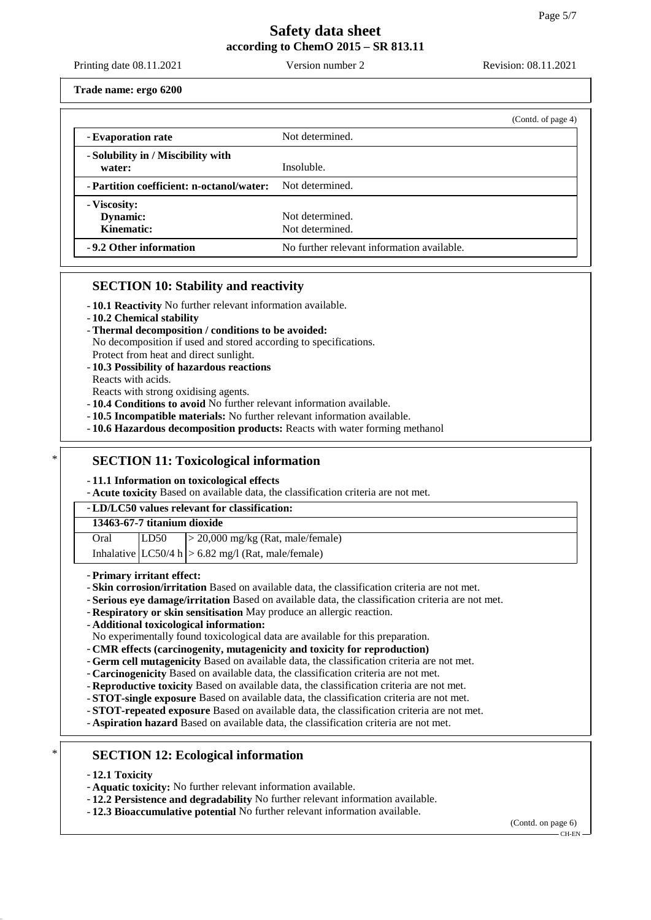**Trade name: ergo 6200**

(Contd. of page 4)

| | |
|---|---|
| - **Evaporation rate** | Not determined. |
| - **Solubility in / Miscibility with water:** | Insoluble. |
| - **Partition coefficient: n-octanol/water:** | Not determined. |
| - **Viscosity:** **Dynamic:** **Kinematic:** | Not determined. Not determined. |
| - **9.2 Other information** | No further relevant information available. |

## SECTION 10: Stability and reactivity

- **10.1 Reactivity** No further relevant information available.
- **10.2 Chemical stability**
- **Thermal decomposition / conditions to be avoided:**
  No decomposition if used and stored according to specifications.
  Protect from heat and direct sunlight.
- **10.3 Possibility of hazardous reactions**
  Reacts with acids.
  Reacts with strong oxidising agents.
- **10.4 Conditions to avoid** No further relevant information available.
- **10.5 Incompatible materials:** No further relevant information available.
- **10.6 Hazardous decomposition products:** Reacts with water forming methanol

## * SECTION 11: Toxicological information

- **11.1 Information on toxicological effects**
- **Acute toxicity** Based on available data, the classification criteria are not met.

| - **LD/LC50 values relevant for classification:** | | |
|---|---|---|
| **13463-67-7 titanium dioxide** | | |
| Oral | LD50 | > 20,000 mg/kg (Rat, male/female) |
| Inhalative | LC50/4 h | > 6.82 mg/l (Rat, male/female) |

- **Primary irritant effect:**
- **Skin corrosion/irritation** Based on available data, the classification criteria are not met.
- **Serious eye damage/irritation** Based on available data, the classification criteria are not met.
- **Respiratory or skin sensitisation** May produce an allergic reaction.
- **Additional toxicological information:**
  No experimentally found toxicological data are available for this preparation.
- **CMR effects (carcinogenity, mutagenicity and toxicity for reproduction)**
- **Germ cell mutagenicity** Based on available data, the classification criteria are not met.
- **Carcinogenicity** Based on available data, the classification criteria are not met.
- **Reproductive toxicity** Based on available data, the classification criteria are not met.
- **STOT-single exposure** Based on available data, the classification criteria are not met.
- **STOT-repeated exposure** Based on available data, the classification criteria are not met.
- **Aspiration hazard** Based on available data, the classification criteria are not met.

## * SECTION 12: Ecological information

- **12.1 Toxicity**
- **Aquatic toxicity:** No further relevant information available.
- **12.2 Persistence and degradability** No further relevant information available.
- **12.3 Bioaccumulative potential** No further relevant information available.

(Contd. on page 6)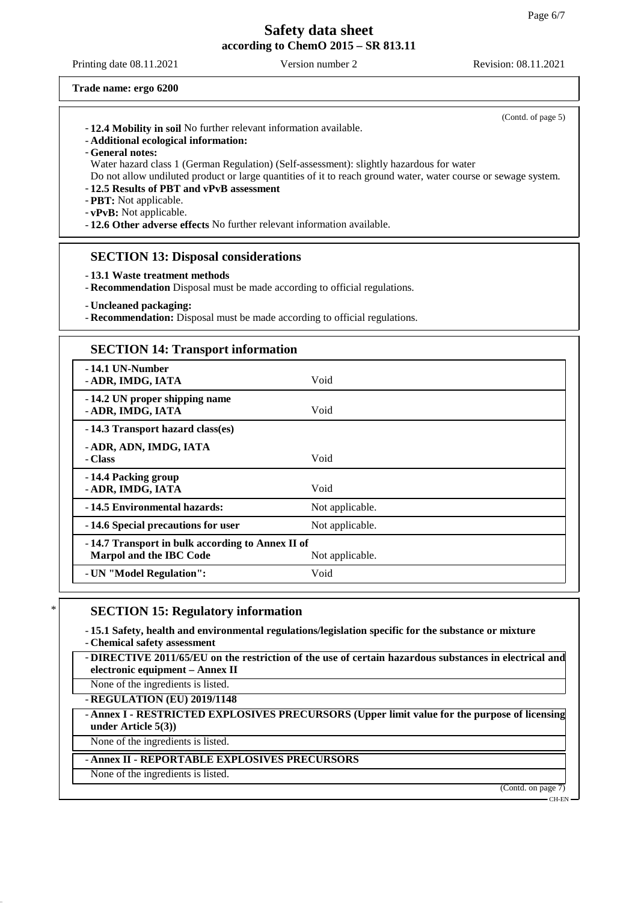**Trade name: ergo 6200**

(Contd. of page 5)

- **12.4 Mobility in soil** No further relevant information available.
- **Additional ecological information:**
- **General notes:**

  Water hazard class 1 (German Regulation) (Self-assessment): slightly hazardous for water

  Do not allow undiluted product or large quantities of it to reach ground water, water course or sewage system.
- **12.5 Results of PBT and vPvB assessment**
- **PBT:** Not applicable.
- **vPvB:** Not applicable.
- **12.6 Other adverse effects** No further relevant information available.

## SECTION 13: Disposal considerations

- **13.1 Waste treatment methods**
- **Recommendation** Disposal must be made according to official regulations.

- **Uncleaned packaging:**
- **Recommendation:** Disposal must be made according to official regulations.

## SECTION 14: Transport information

| | |
|---|---|
| **- 14.1 UN-Number**<br>**- ADR, IMDG, IATA** | Void |
| **- 14.2 UN proper shipping name**<br>**- ADR, IMDG, IATA** | Void |
| **- 14.3 Transport hazard class(es)** | |
| **- ADR, ADN, IMDG, IATA**<br>**- Class** | Void |
| **- 14.4 Packing group**<br>**- ADR, IMDG, IATA** | Void |
| **- 14.5 Environmental hazards:** | Not applicable. |
| **- 14.6 Special precautions for user** | Not applicable. |
| **- 14.7 Transport in bulk according to Annex II of Marpol and the IBC Code** | Not applicable. |
| **- UN "Model Regulation":** | Void |

## * SECTION 15: Regulatory information

- **15.1 Safety, health and environmental regulations/legislation specific for the substance or mixture**
- **Chemical safety assessment**

- **DIRECTIVE 2011/65/EU on the restriction of the use of certain hazardous substances in electrical and electronic equipment – Annex II**

  None of the ingredients is listed.

- **REGULATION (EU) 2019/1148**

- **Annex I - RESTRICTED EXPLOSIVES PRECURSORS (Upper limit value for the purpose of licensing under Article 5(3))**

  None of the ingredients is listed.

- **Annex II - REPORTABLE EXPLOSIVES PRECURSORS**

  None of the ingredients is listed.

(Contd. on page 7)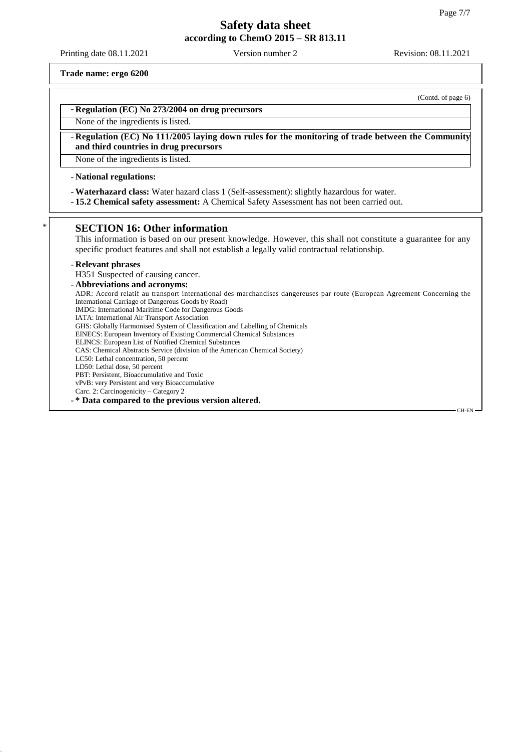(Contd. of page 6)

- **Regulation (EC) No 273/2004 on drug precursors**

None of the ingredients is listed.

- **Regulation (EC) No 111/2005 laying down rules for the monitoring of trade between the Community and third countries in drug precursors**

None of the ingredients is listed.

- **National regulations:**
- **Waterhazard class:** Water hazard class 1 (Self-assessment): slightly hazardous for water.
- **15.2 Chemical safety assessment:** A Chemical Safety Assessment has not been carried out.

## * SECTION 16: Other information

This information is based on our present knowledge. However, this shall not constitute a guarantee for any specific product features and shall not establish a legally valid contractual relationship.

- **Relevant phrases**

H351 Suspected of causing cancer.

- **Abbreviations and acronyms:**

ADR: Accord relatif au transport international des marchandises dangereuses par route (European Agreement Concerning the International Carriage of Dangerous Goods by Road)
IMDG: International Maritime Code for Dangerous Goods
IATA: International Air Transport Association
GHS: Globally Harmonised System of Classification and Labelling of Chemicals
EINECS: European Inventory of Existing Commercial Chemical Substances
ELINCS: European List of Notified Chemical Substances
CAS: Chemical Abstracts Service (division of the American Chemical Society)
LC50: Lethal concentration, 50 percent
LD50: Lethal dose, 50 percent
PBT: Persistent, Bioaccumulative and Toxic
vPvB: very Persistent and very Bioaccumulative
Carc. 2: Carcinogenicity – Category 2

- **\* Data compared to the previous version altered.**

CH-EN